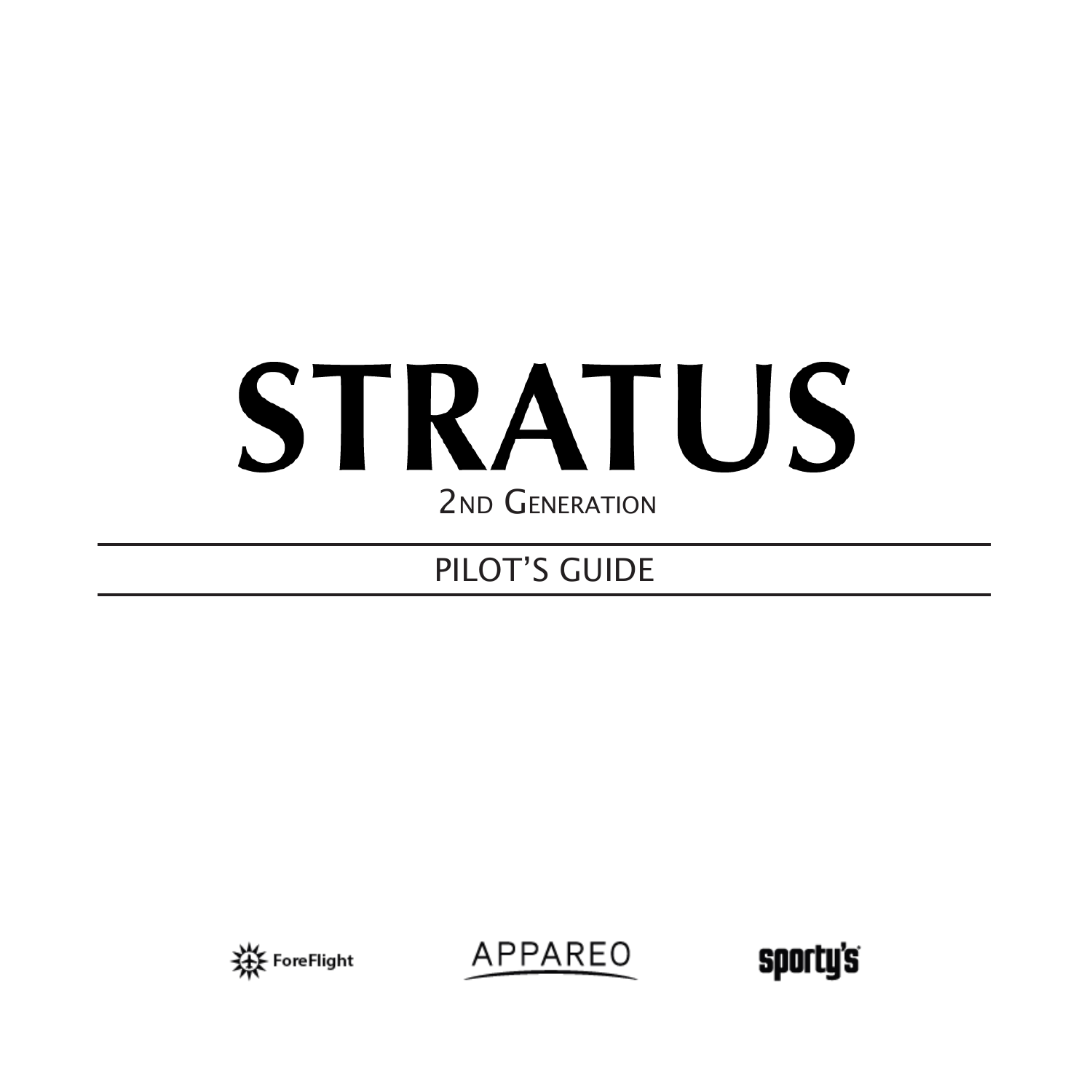# STRATUS

2ND GENERATION

## PILOT'S GUIDE

ForeFlight

APPAREO

sporty's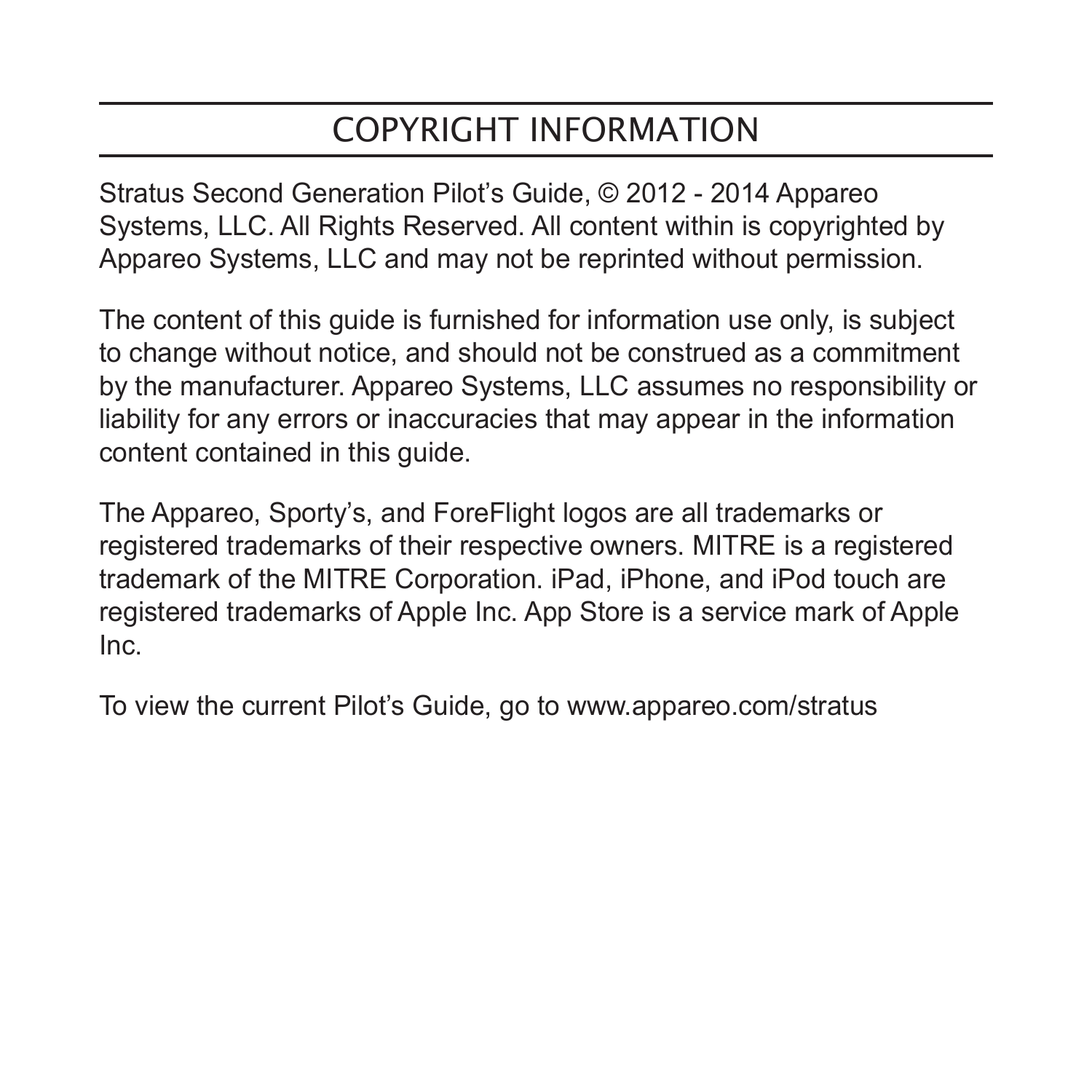# COPYRIGHT INFORMATION

Stratus Second Generation Pilot's Guide, © 2012 - 2014 Appareo Systems, LLC. All Rights Reserved. All content within is copyrighted by Appareo Systems, LLC and may not be reprinted without permission.

The content of this guide is furnished for information use only, is subject to change without notice, and should not be construed as a commitment by the manufacturer. Appareo Systems, LLC assumes no responsibility or liability for any errors or inaccuracies that may appear in the information content contained in this guide.

The Appareo, Sporty's, and ForeFlight logos are all trademarks or registered trademarks of their respective owners. MITRE is a registered trademark of the MITRE Corporation. iPad, iPhone, and iPod touch are registered trademarks of Apple Inc. App Store is a service mark of Apple Inc.

To view the current Pilot's Guide, go to www.appareo.com/stratus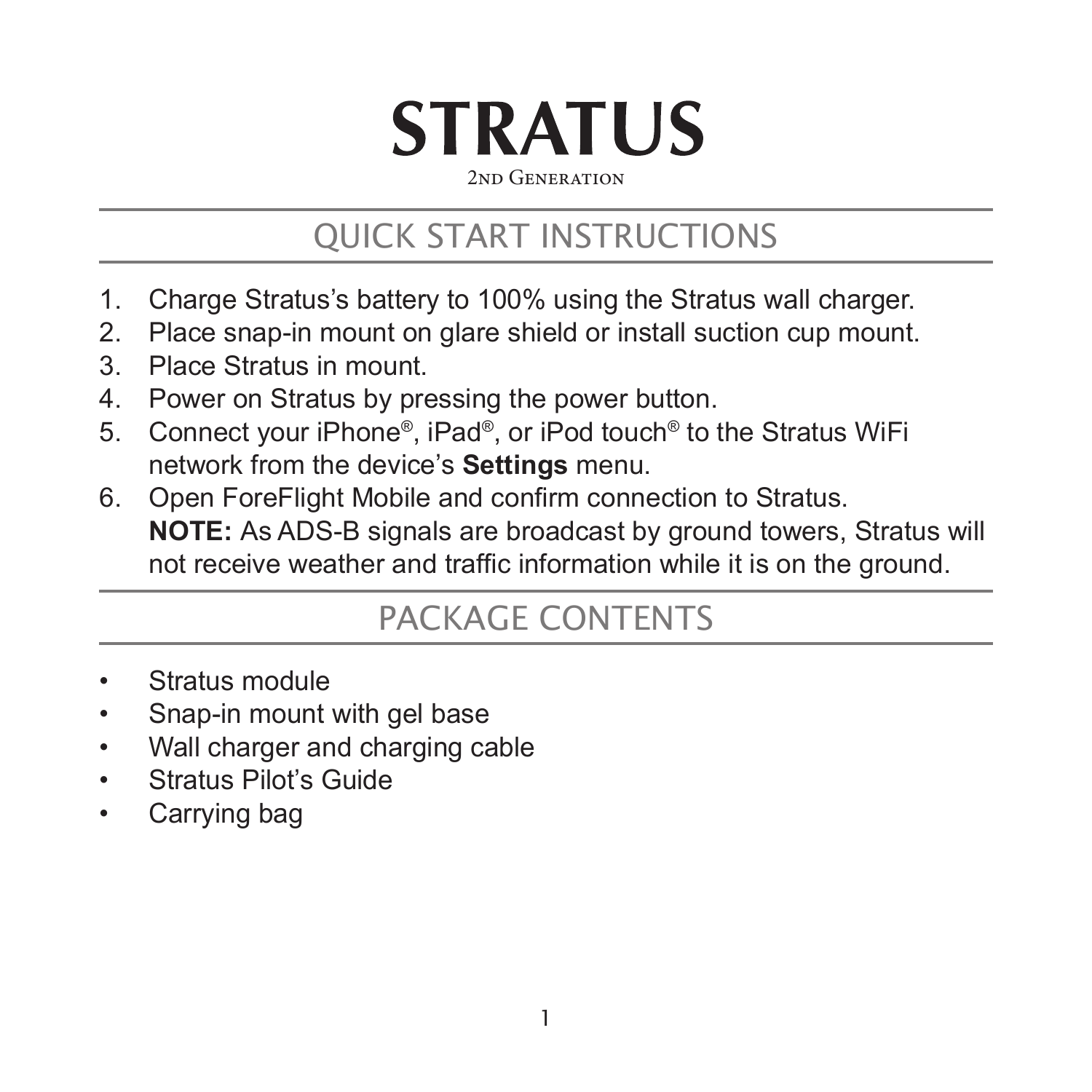# STRATUS

2nd Generation

## QUICK START INSTRUCTIONS

1. Charge Stratus's battery to 100% using the Stratus wall charger.
2. Place snap-in mount on glare shield or install suction cup mount.
3. Place Stratus in mount.
4. Power on Stratus by pressing the power button.
5. Connect your iPhone®, iPad®, or iPod touch® to the Stratus WiFi network from the device's **Settings** menu.
6. Open ForeFlight Mobile and confirm connection to Stratus.
   **NOTE:** As ADS-B signals are broadcast by ground towers, Stratus will not receive weather and traffic information while it is on the ground.

## PACKAGE CONTENTS

- Stratus module
- Snap-in mount with gel base
- Wall charger and charging cable
- Stratus Pilot's Guide
- Carrying bag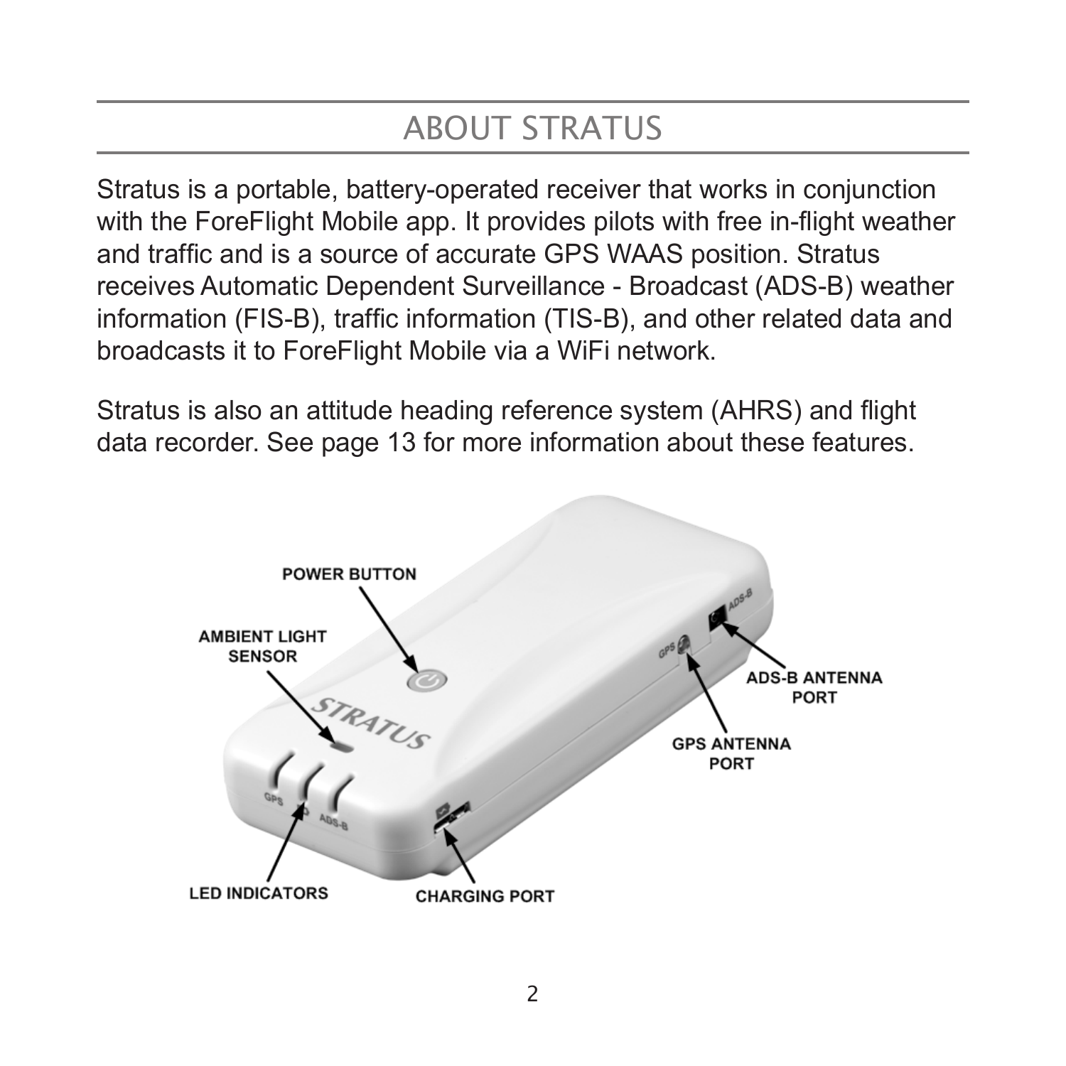# ABOUT STRATUS

Stratus is a portable, battery-operated receiver that works in conjunction with the ForeFlight Mobile app. It provides pilots with free in-flight weather and traffic and is a source of accurate GPS WAAS position. Stratus receives Automatic Dependent Surveillance - Broadcast (ADS-B) weather information (FIS-B), traffic information (TIS-B), and other related data and broadcasts it to ForeFlight Mobile via a WiFi network.

Stratus is also an attitude heading reference system (AHRS) and flight data recorder. See page 13 for more information about these features.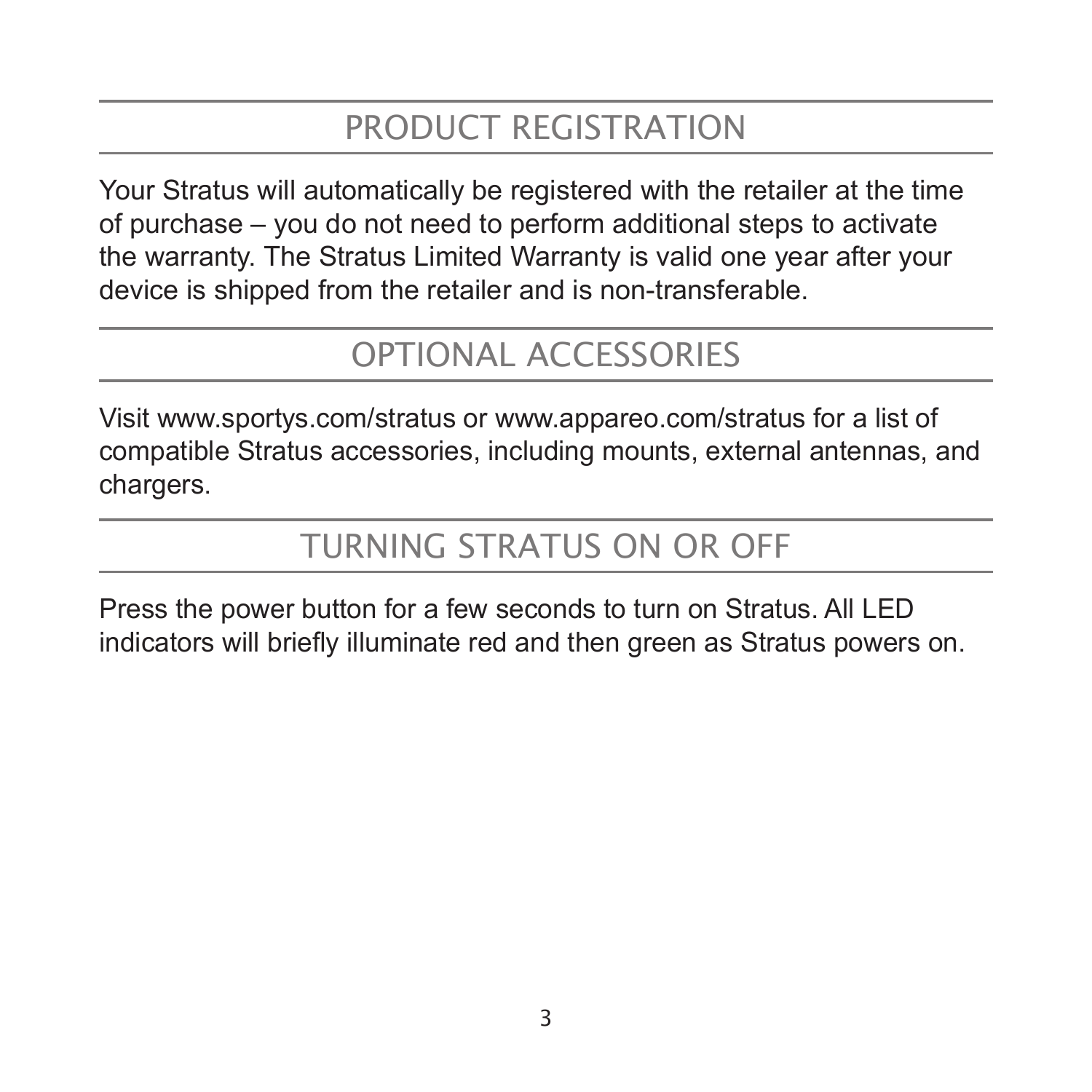## PRODUCT REGISTRATION

Your Stratus will automatically be registered with the retailer at the time of purchase – you do not need to perform additional steps to activate the warranty. The Stratus Limited Warranty is valid one year after your device is shipped from the retailer and is non-transferable.

## OPTIONAL ACCESSORIES

Visit www.sportys.com/stratus or www.appareo.com/stratus for a list of compatible Stratus accessories, including mounts, external antennas, and chargers.

## TURNING STRATUS ON OR OFF

Press the power button for a few seconds to turn on Stratus. All LED indicators will briefly illuminate red and then green as Stratus powers on.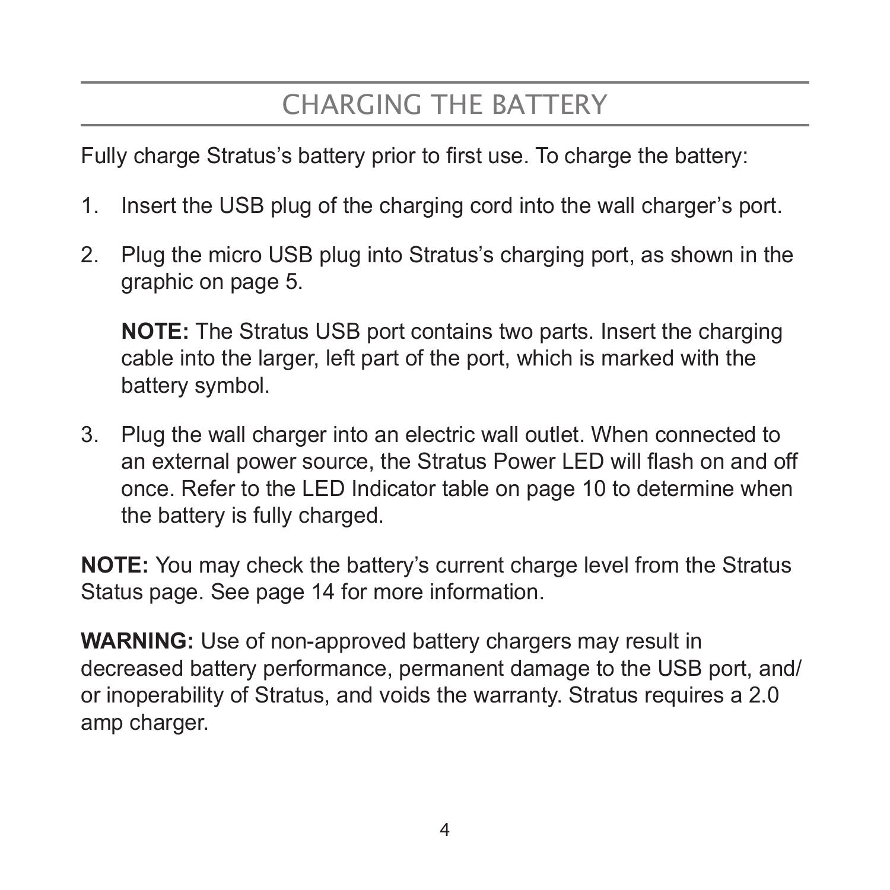# CHARGING THE BATTERY

Fully charge Stratus's battery prior to first use. To charge the battery:

1. Insert the USB plug of the charging cord into the wall charger's port.
2. Plug the micro USB plug into Stratus's charging port, as shown in the graphic on page 5.

   **NOTE:** The Stratus USB port contains two parts. Insert the charging cable into the larger, left part of the port, which is marked with the battery symbol.

3. Plug the wall charger into an electric wall outlet. When connected to an external power source, the Stratus Power LED will flash on and off once. Refer to the LED Indicator table on page 10 to determine when the battery is fully charged.

**NOTE:** You may check the battery's current charge level from the Stratus Status page. See page 14 for more information.

**WARNING:** Use of non-approved battery chargers may result in decreased battery performance, permanent damage to the USB port, and/or inoperability of Stratus, and voids the warranty. Stratus requires a 2.0 amp charger.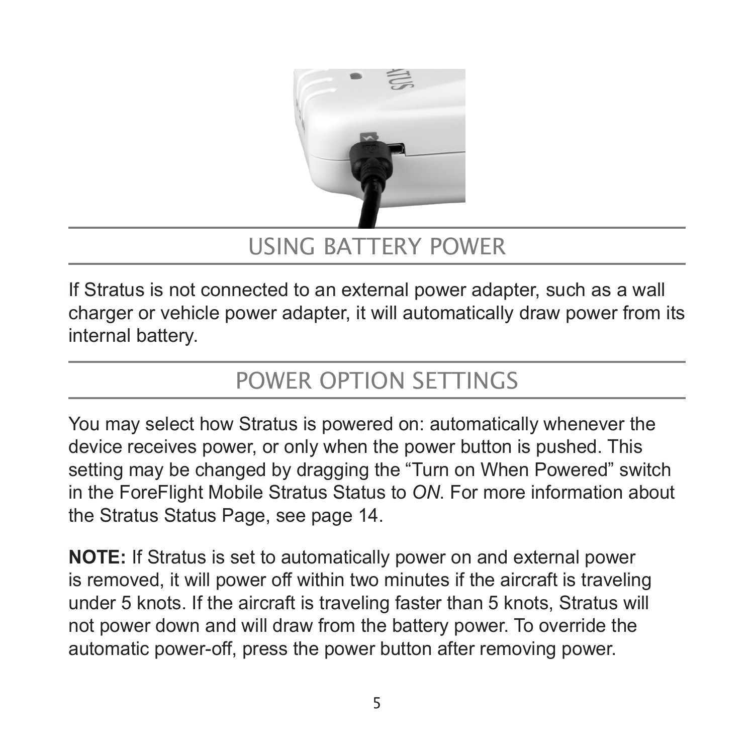## USING BATTERY POWER

If Stratus is not connected to an external power adapter, such as a wall charger or vehicle power adapter, it will automatically draw power from its internal battery.

## POWER OPTION SETTINGS

You may select how Stratus is powered on: automatically whenever the device receives power, or only when the power button is pushed. This setting may be changed by dragging the “Turn on When Powered” switch in the ForeFlight Mobile Stratus Status to *ON*. For more information about the Stratus Status Page, see page 14.

**NOTE:** If Stratus is set to automatically power on and external power is removed, it will power off within two minutes if the aircraft is traveling under 5 knots. If the aircraft is traveling faster than 5 knots, Stratus will not power down and will draw from the battery power. To override the automatic power-off, press the power button after removing power.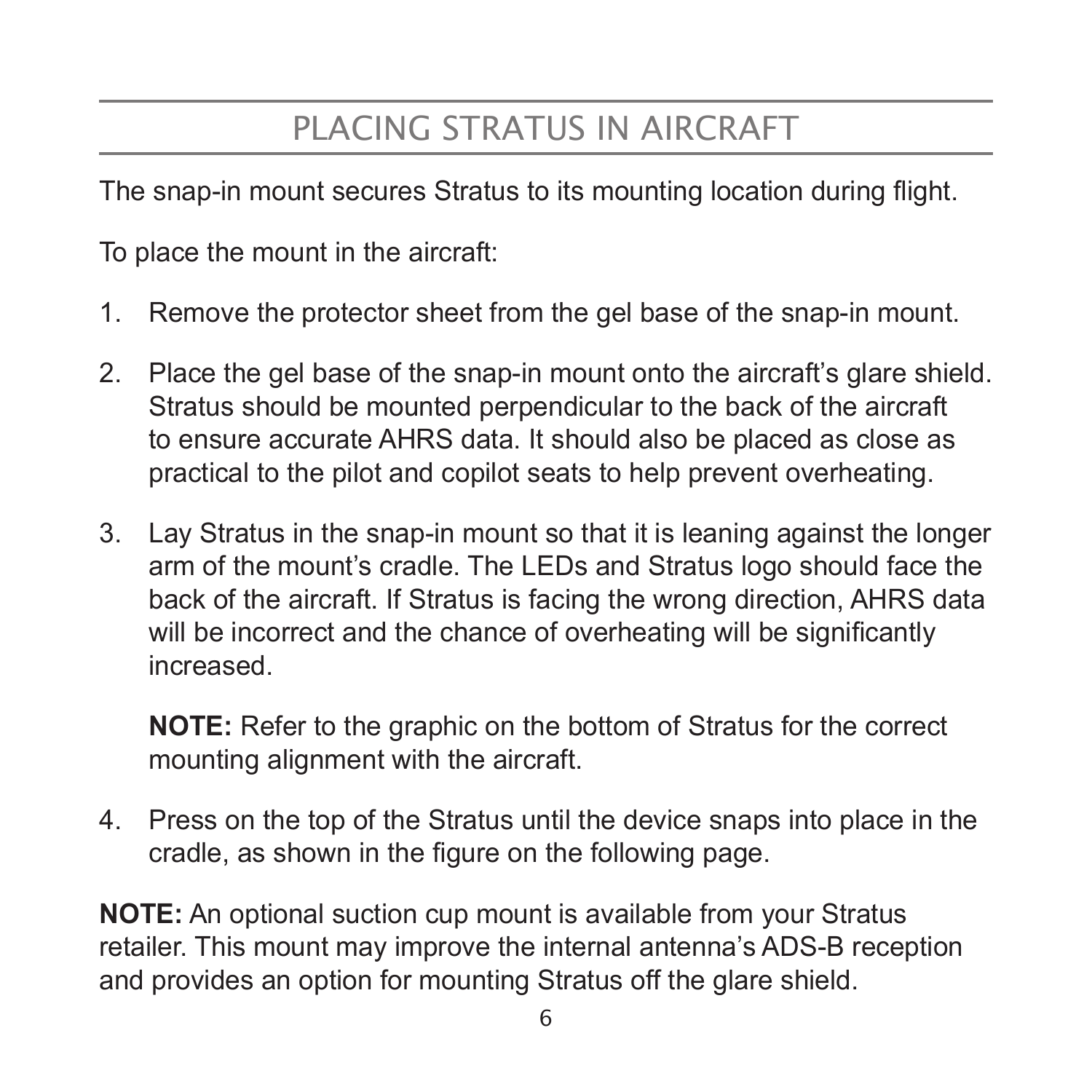# PLACING STRATUS IN AIRCRAFT

The snap-in mount secures Stratus to its mounting location during flight.

To place the mount in the aircraft:

1. Remove the protector sheet from the gel base of the snap-in mount.

2. Place the gel base of the snap-in mount onto the aircraft's glare shield. Stratus should be mounted perpendicular to the back of the aircraft to ensure accurate AHRS data. It should also be placed as close as practical to the pilot and copilot seats to help prevent overheating.

3. Lay Stratus in the snap-in mount so that it is leaning against the longer arm of the mount's cradle. The LEDs and Stratus logo should face the back of the aircraft. If Stratus is facing the wrong direction, AHRS data will be incorrect and the chance of overheating will be significantly increased.

   **NOTE:** Refer to the graphic on the bottom of Stratus for the correct mounting alignment with the aircraft.

4. Press on the top of the Stratus until the device snaps into place in the cradle, as shown in the figure on the following page.

**NOTE:** An optional suction cup mount is available from your Stratus retailer. This mount may improve the internal antenna's ADS-B reception and provides an option for mounting Stratus off the glare shield.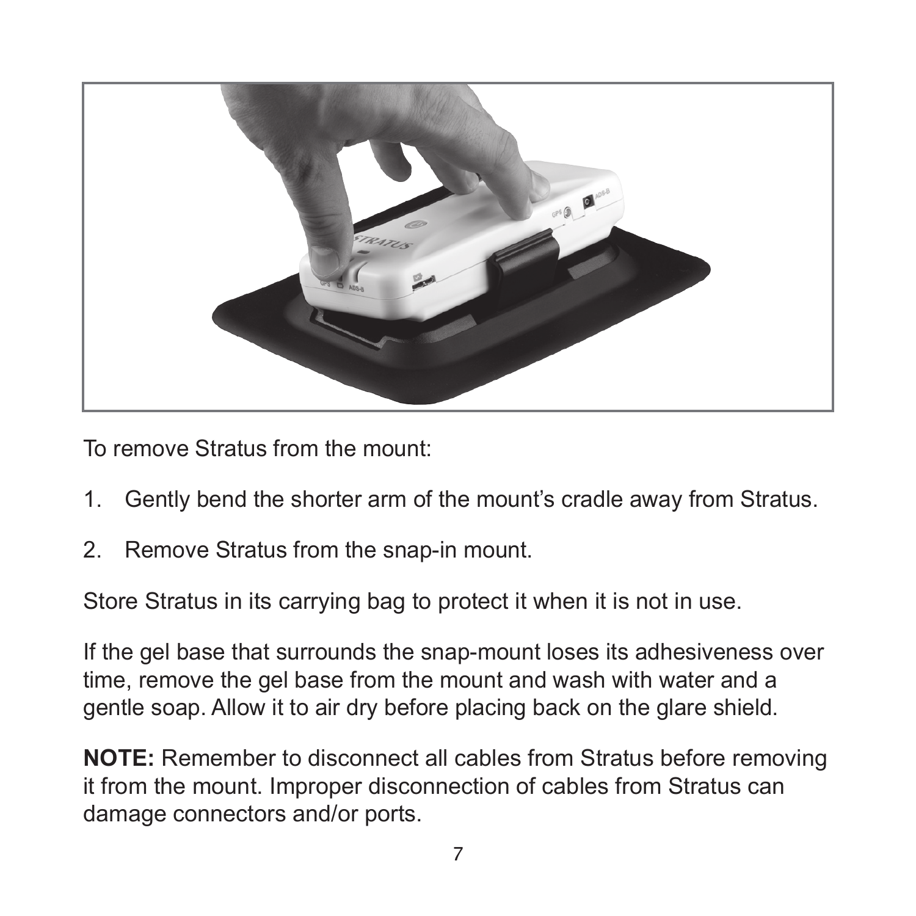To remove Stratus from the mount:

1. Gently bend the shorter arm of the mount's cradle away from Stratus.
2. Remove Stratus from the snap-in mount.

Store Stratus in its carrying bag to protect it when it is not in use.

If the gel base that surrounds the snap-mount loses its adhesiveness over time, remove the gel base from the mount and wash with water and a gentle soap. Allow it to air dry before placing back on the glare shield.

**NOTE:** Remember to disconnect all cables from Stratus before removing it from the mount. Improper disconnection of cables from Stratus can damage connectors and/or ports.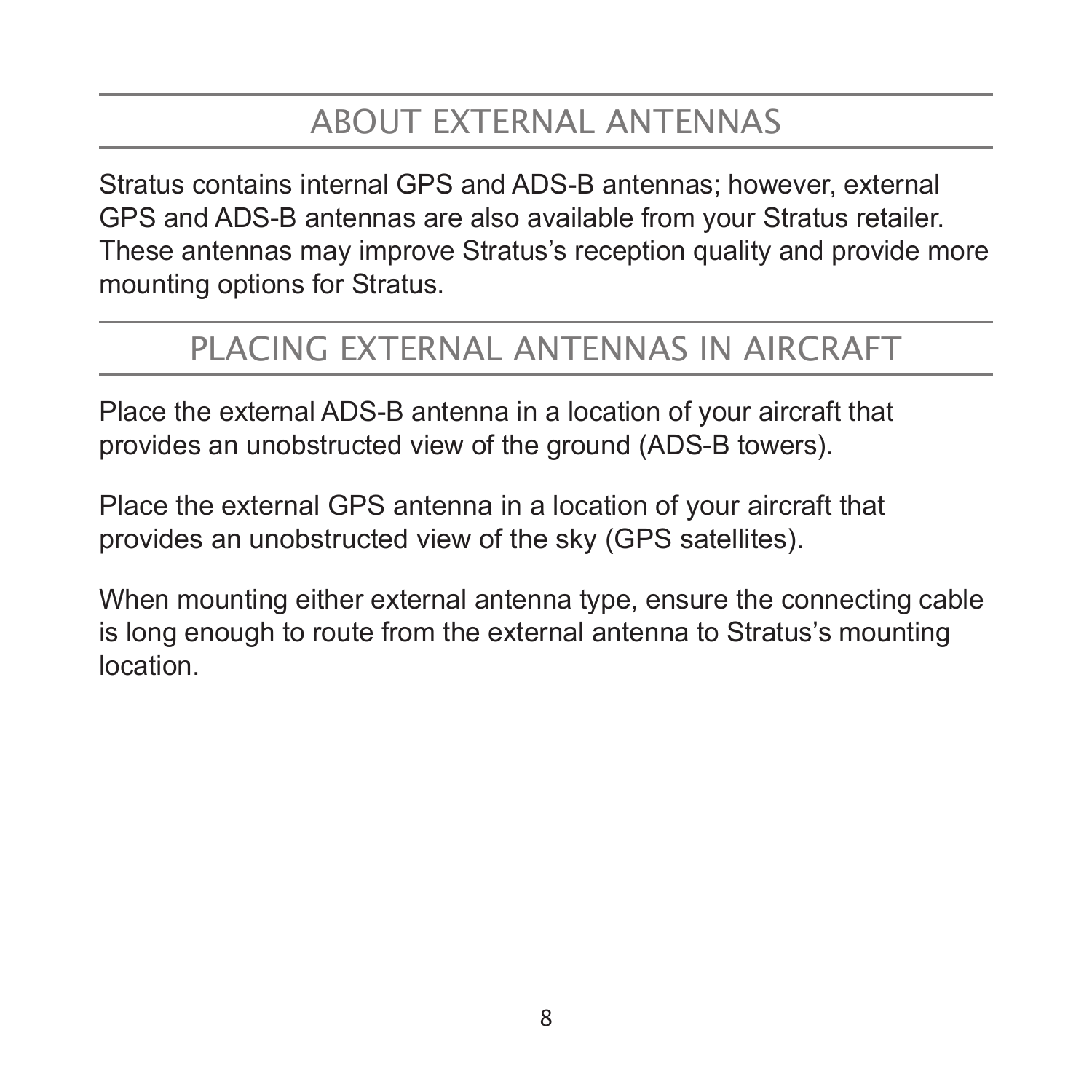## ABOUT EXTERNAL ANTENNAS

Stratus contains internal GPS and ADS-B antennas; however, external GPS and ADS-B antennas are also available from your Stratus retailer. These antennas may improve Stratus's reception quality and provide more mounting options for Stratus.

## PLACING EXTERNAL ANTENNAS IN AIRCRAFT

Place the external ADS-B antenna in a location of your aircraft that provides an unobstructed view of the ground (ADS-B towers).

Place the external GPS antenna in a location of your aircraft that provides an unobstructed view of the sky (GPS satellites).

When mounting either external antenna type, ensure the connecting cable is long enough to route from the external antenna to Stratus's mounting location.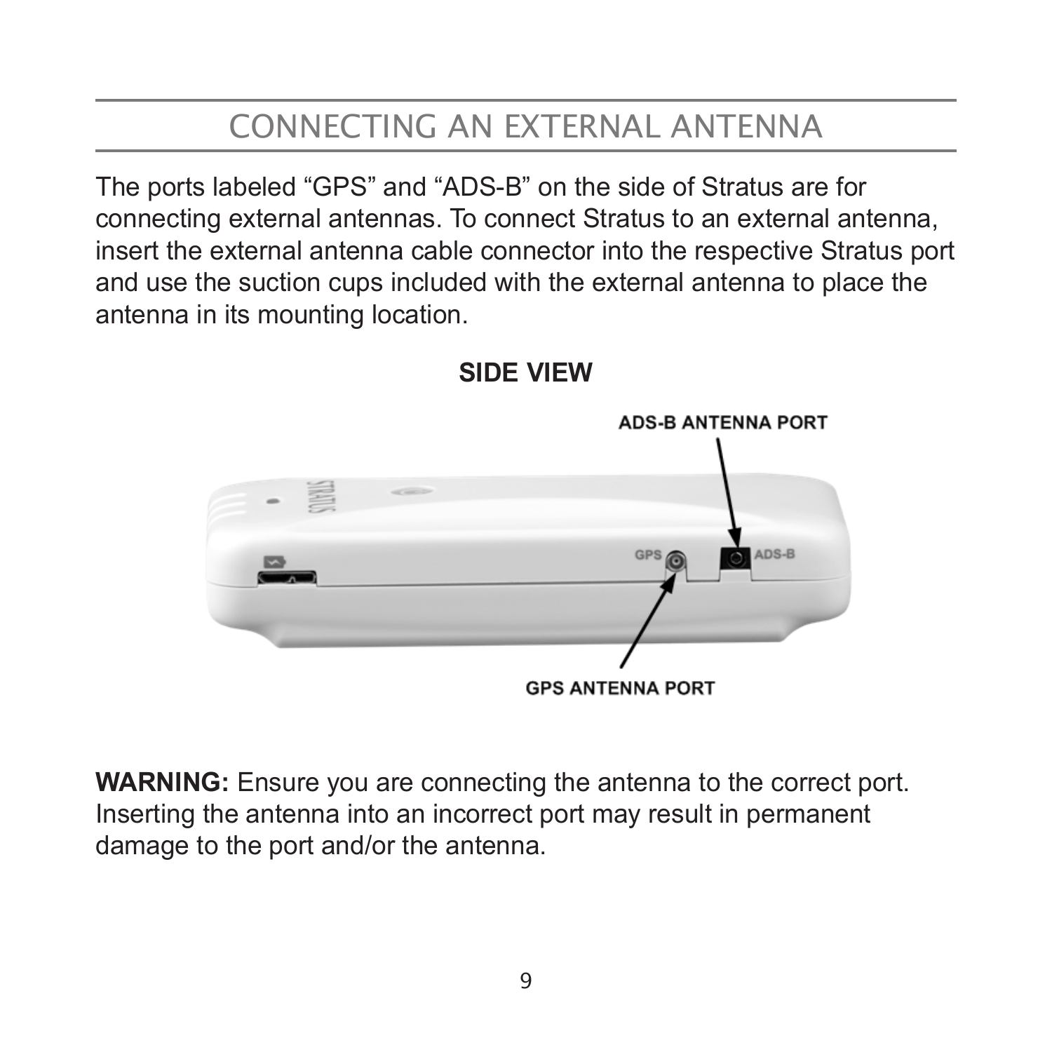# CONNECTING AN EXTERNAL ANTENNA

The ports labeled “GPS” and “ADS-B” on the side of Stratus are for connecting external antennas. To connect Stratus to an external antenna, insert the external antenna cable connector into the respective Stratus port and use the suction cups included with the external antenna to place the antenna in its mounting location.

**SIDE VIEW**

ADS-B ANTENNA PORT

GPS ANTENNA PORT

**WARNING:** Ensure you are connecting the antenna to the correct port. Inserting the antenna into an incorrect port may result in permanent damage to the port and/or the antenna.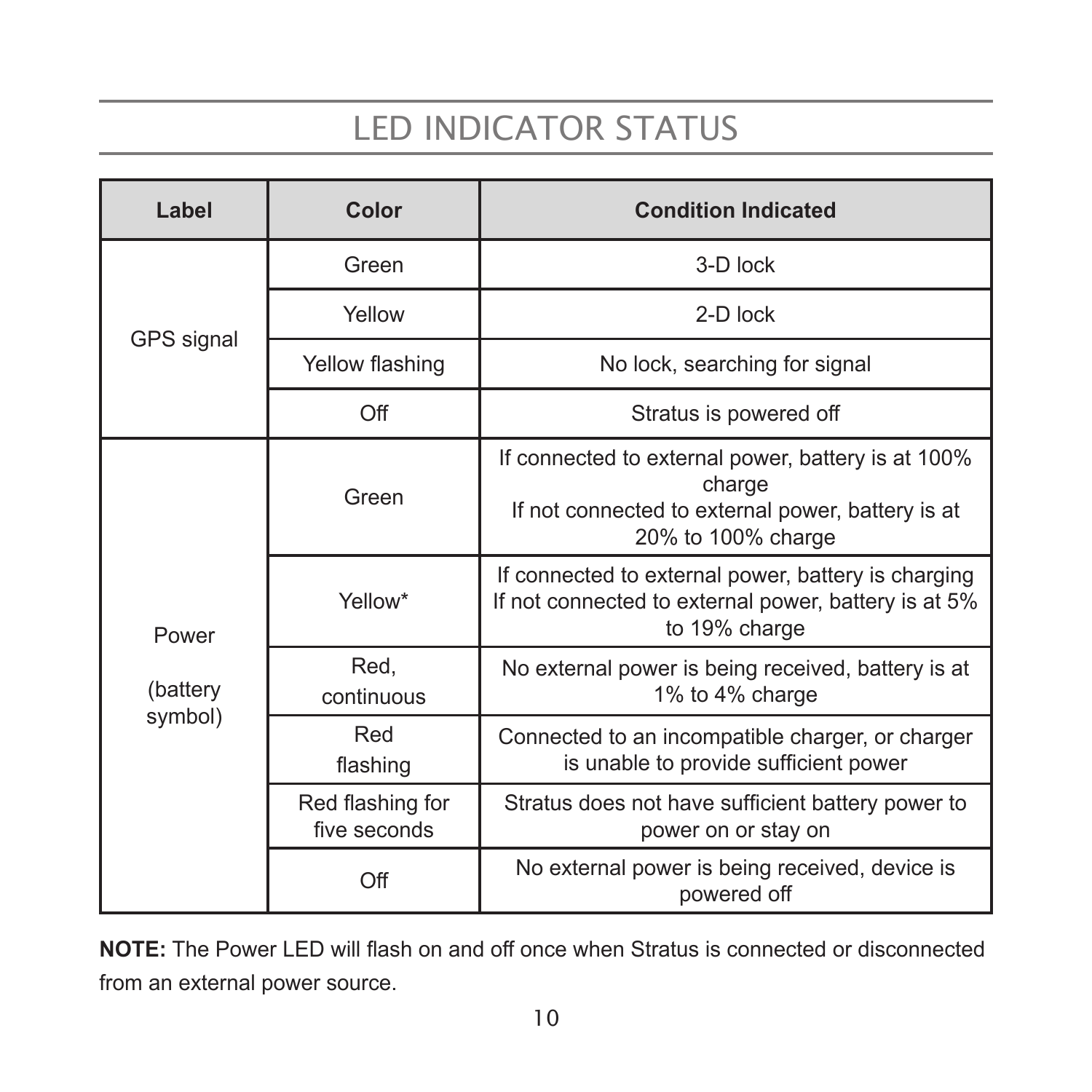# LED INDICATOR STATUS

| Label | Color | Condition Indicated |
|---|---|---|
| GPS signal | Green | 3-D lock |
| | Yellow | 2-D lock |
| | Yellow flashing | No lock, searching for signal |
| | Off | Stratus is powered off |
| Power (battery symbol) | Green | If connected to external power, battery is at 100% charge<br>If not connected to external power, battery is at 20% to 100% charge |
| | Yellow* | If connected to external power, battery is charging<br>If not connected to external power, battery is at 5% to 19% charge |
| | Red, continuous | No external power is being received, battery is at 1% to 4% charge |
| | Red flashing | Connected to an incompatible charger, or charger is unable to provide sufficient power |
| | Red flashing for five seconds | Stratus does not have sufficient battery power to power on or stay on |
| | Off | No external power is being received, device is powered off |

**NOTE:** The Power LED will flash on and off once when Stratus is connected or disconnected from an external power source.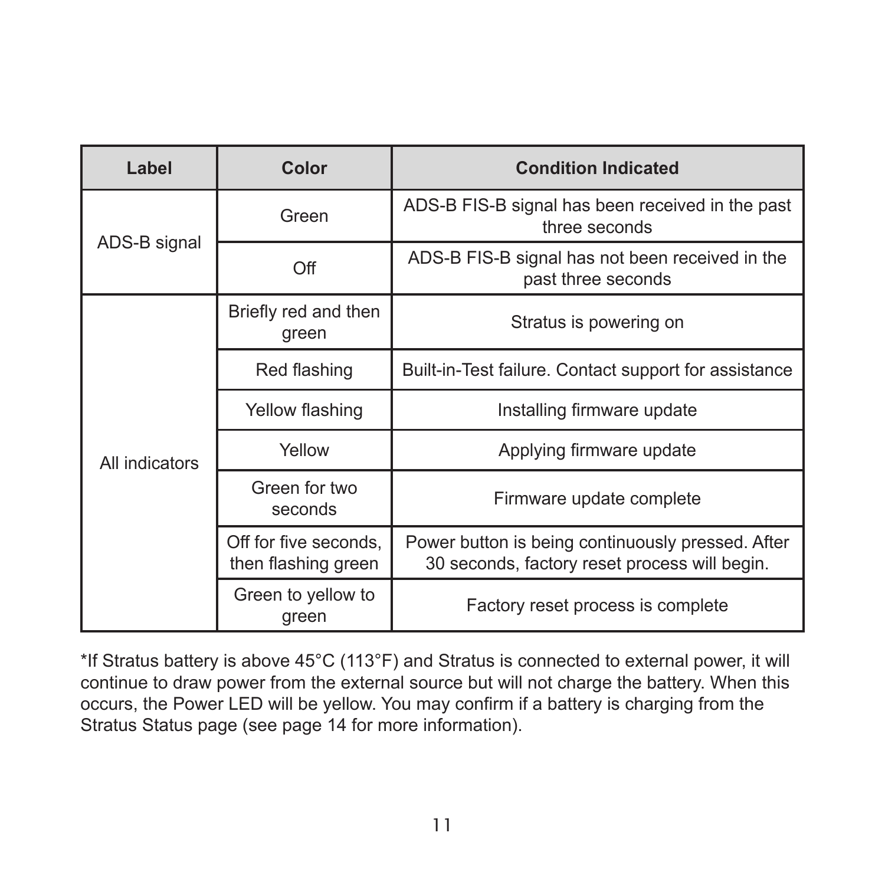| Label | Color | Condition Indicated |
|---|---|---|
| ADS-B signal | Green | ADS-B FIS-B signal has been received in the past three seconds |
| | Off | ADS-B FIS-B signal has not been received in the past three seconds |
| All indicators | Briefly red and then green | Stratus is powering on |
| | Red flashing | Built-in-Test failure. Contact support for assistance |
| | Yellow flashing | Installing firmware update |
| | Yellow | Applying firmware update |
| | Green for two seconds | Firmware update complete |
| | Off for five seconds, then flashing green | Power button is being continuously pressed. After 30 seconds, factory reset process will begin. |
| | Green to yellow to green | Factory reset process is complete |

*If Stratus battery is above 45°C (113°F) and Stratus is connected to external power, it will continue to draw power from the external source but will not charge the battery. When this occurs, the Power LED will be yellow. You may confirm if a battery is charging from the Stratus Status page (see page 14 for more information).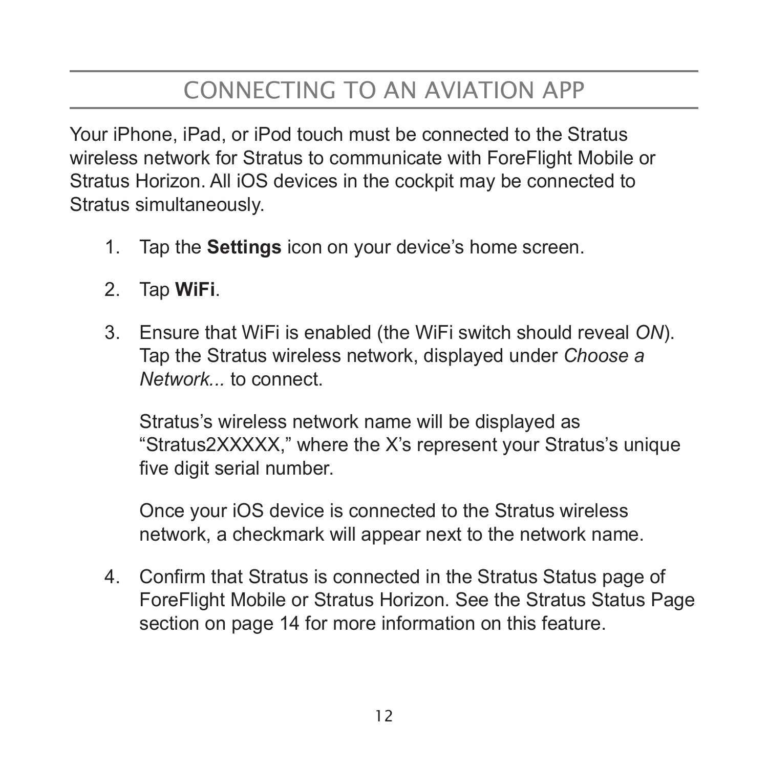# CONNECTING TO AN AVIATION APP

Your iPhone, iPad, or iPod touch must be connected to the Stratus wireless network for Stratus to communicate with ForeFlight Mobile or Stratus Horizon. All iOS devices in the cockpit may be connected to Stratus simultaneously.

1. Tap the **Settings** icon on your device's home screen.

2. Tap **WiFi**.

3. Ensure that WiFi is enabled (the WiFi switch should reveal *ON*). Tap the Stratus wireless network, displayed under *Choose a Network...* to connect.

   Stratus's wireless network name will be displayed as "Stratus2XXXXX," where the X's represent your Stratus's unique five digit serial number.

   Once your iOS device is connected to the Stratus wireless network, a checkmark will appear next to the network name.

4. Confirm that Stratus is connected in the Stratus Status page of ForeFlight Mobile or Stratus Horizon. See the Stratus Status Page section on page 14 for more information on this feature.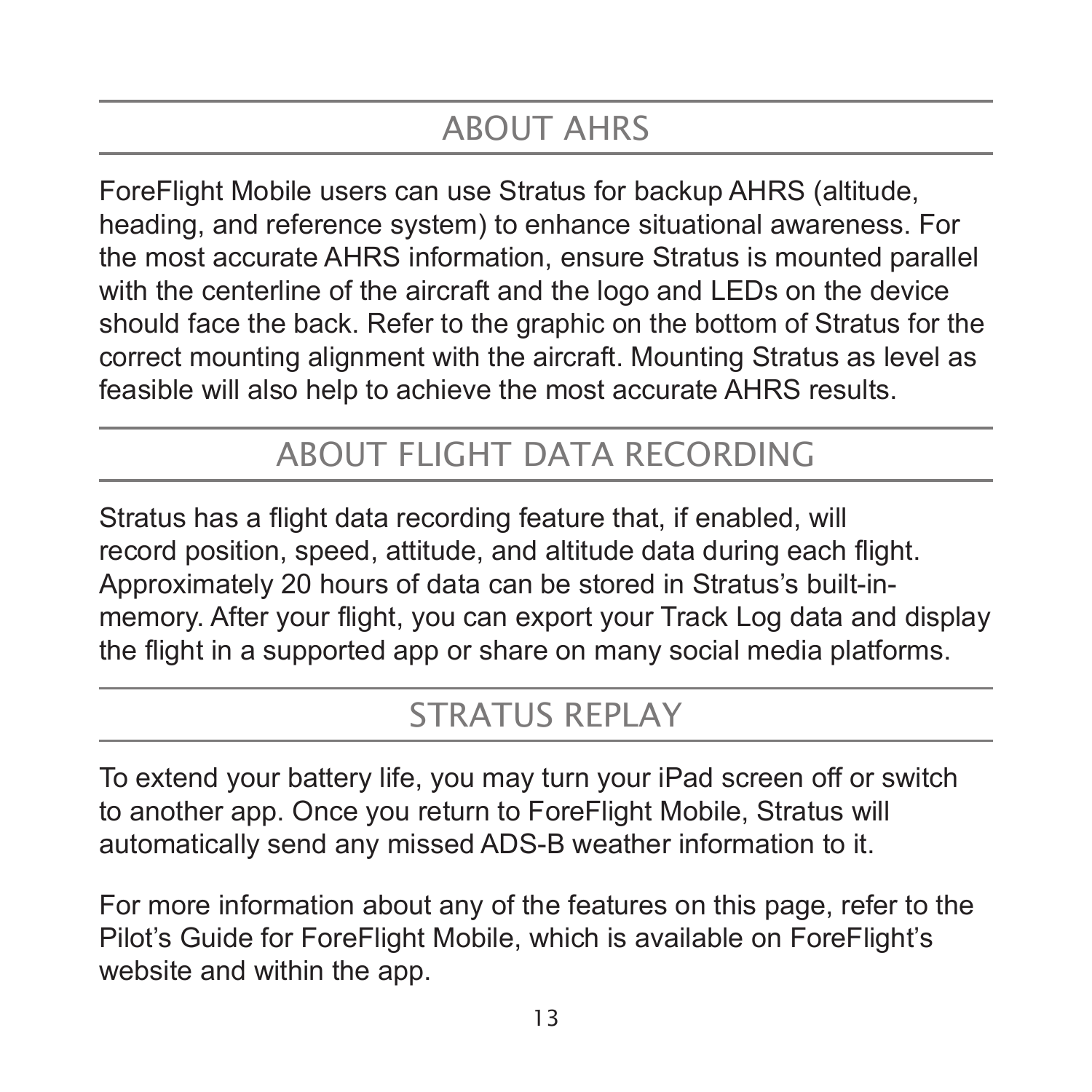## ABOUT AHRS

ForeFlight Mobile users can use Stratus for backup AHRS (altitude, heading, and reference system) to enhance situational awareness. For the most accurate AHRS information, ensure Stratus is mounted parallel with the centerline of the aircraft and the logo and LEDs on the device should face the back. Refer to the graphic on the bottom of Stratus for the correct mounting alignment with the aircraft. Mounting Stratus as level as feasible will also help to achieve the most accurate AHRS results.

## ABOUT FLIGHT DATA RECORDING

Stratus has a flight data recording feature that, if enabled, will record position, speed, attitude, and altitude data during each flight. Approximately 20 hours of data can be stored in Stratus's built-in-memory. After your flight, you can export your Track Log data and display the flight in a supported app or share on many social media platforms.

## STRATUS REPLAY

To extend your battery life, you may turn your iPad screen off or switch to another app. Once you return to ForeFlight Mobile, Stratus will automatically send any missed ADS-B weather information to it.

For more information about any of the features on this page, refer to the Pilot's Guide for ForeFlight Mobile, which is available on ForeFlight's website and within the app.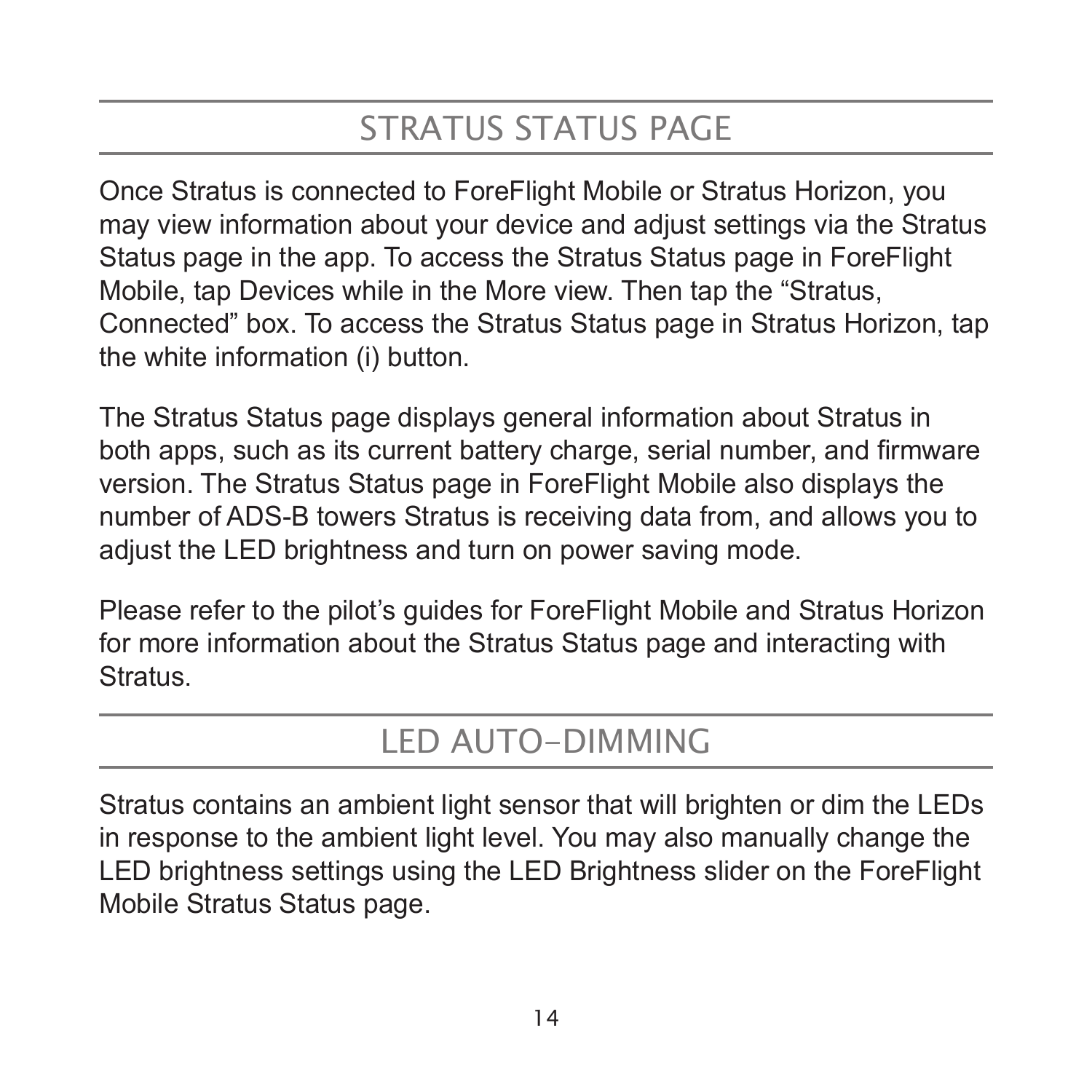## STRATUS STATUS PAGE

Once Stratus is connected to ForeFlight Mobile or Stratus Horizon, you may view information about your device and adjust settings via the Stratus Status page in the app. To access the Stratus Status page in ForeFlight Mobile, tap Devices while in the More view. Then tap the “Stratus, Connected” box. To access the Stratus Status page in Stratus Horizon, tap the white information (i) button.

The Stratus Status page displays general information about Stratus in both apps, such as its current battery charge, serial number, and firmware version. The Stratus Status page in ForeFlight Mobile also displays the number of ADS-B towers Stratus is receiving data from, and allows you to adjust the LED brightness and turn on power saving mode.

Please refer to the pilot’s guides for ForeFlight Mobile and Stratus Horizon for more information about the Stratus Status page and interacting with Stratus.

## LED AUTO-DIMMING

Stratus contains an ambient light sensor that will brighten or dim the LEDs in response to the ambient light level. You may also manually change the LED brightness settings using the LED Brightness slider on the ForeFlight Mobile Stratus Status page.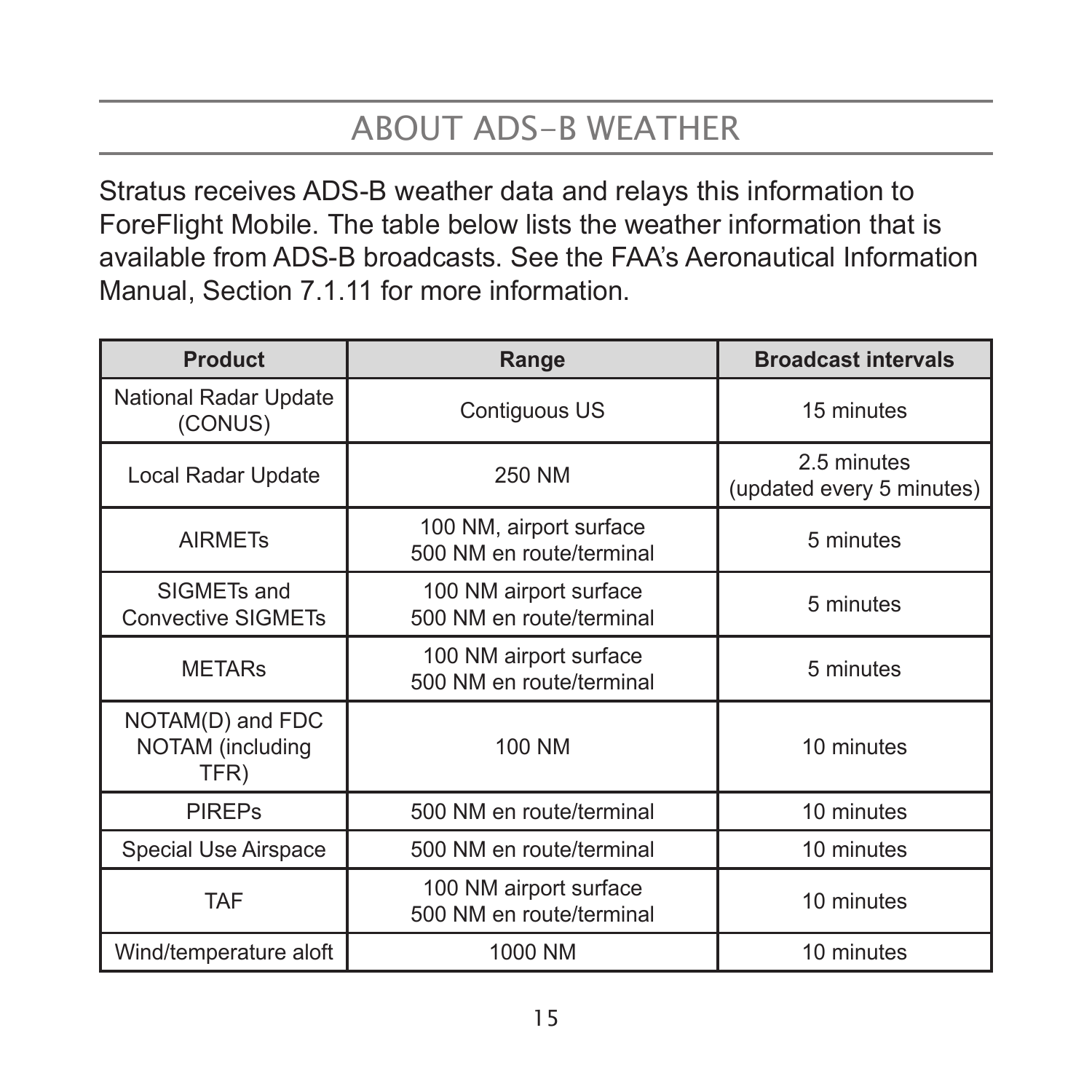# ABOUT ADS-B WEATHER

Stratus receives ADS-B weather data and relays this information to ForeFlight Mobile. The table below lists the weather information that is available from ADS-B broadcasts. See the FAA's Aeronautical Information Manual, Section 7.1.11 for more information.

| Product | Range | Broadcast intervals |
|---|---|---|
| National Radar Update (CONUS) | Contiguous US | 15 minutes |
| Local Radar Update | 250 NM | 2.5 minutes (updated every 5 minutes) |
| AIRMETs | 100 NM, airport surface<br>500 NM en route/terminal | 5 minutes |
| SIGMETs and Convective SIGMETs | 100 NM airport surface<br>500 NM en route/terminal | 5 minutes |
| METARs | 100 NM airport surface<br>500 NM en route/terminal | 5 minutes |
| NOTAM(D) and FDC NOTAM (including TFR) | 100 NM | 10 minutes |
| PIREPs | 500 NM en route/terminal | 10 minutes |
| Special Use Airspace | 500 NM en route/terminal | 10 minutes |
| TAF | 100 NM airport surface<br>500 NM en route/terminal | 10 minutes |
| Wind/temperature aloft | 1000 NM | 10 minutes |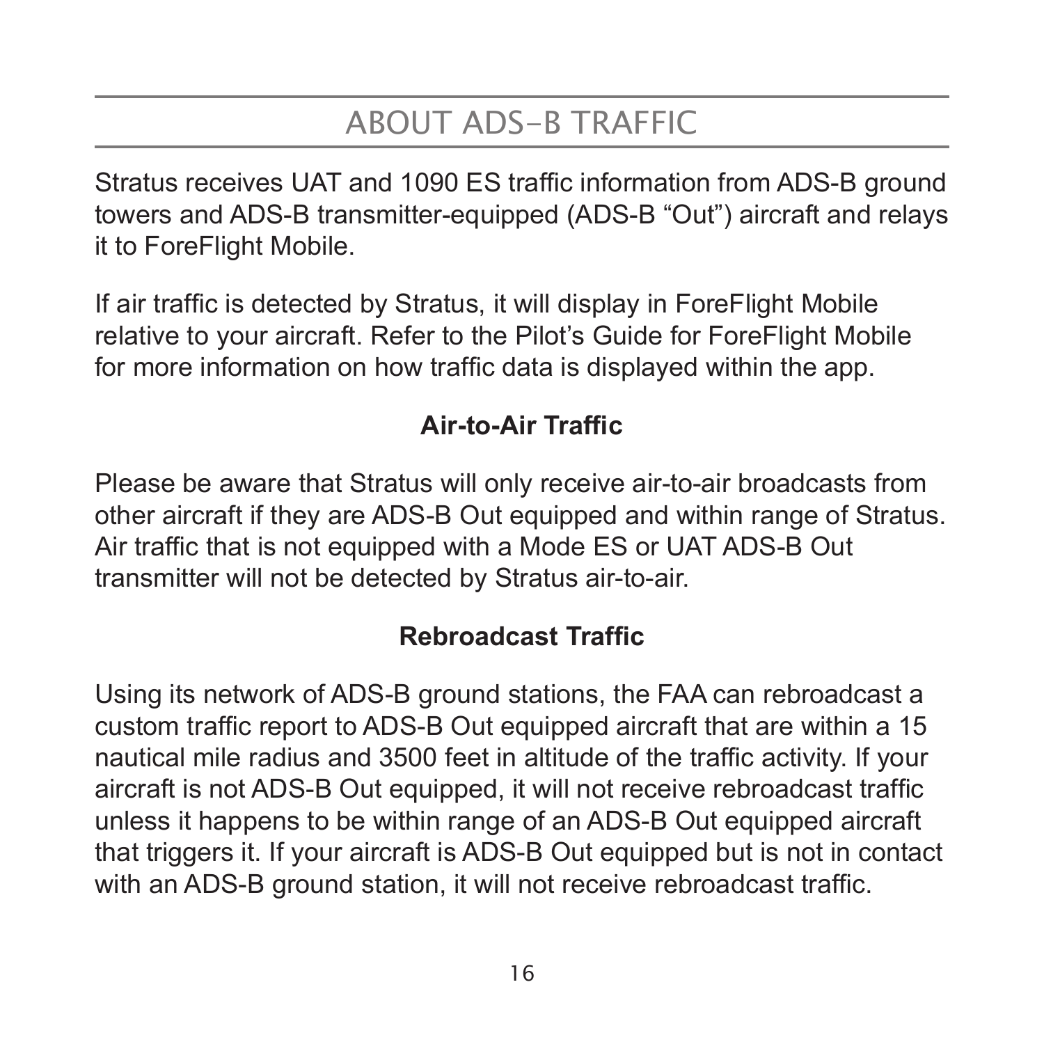# ABOUT ADS-B TRAFFIC

Stratus receives UAT and 1090 ES traffic information from ADS-B ground towers and ADS-B transmitter-equipped (ADS-B "Out") aircraft and relays it to ForeFlight Mobile.

If air traffic is detected by Stratus, it will display in ForeFlight Mobile relative to your aircraft. Refer to the Pilot's Guide for ForeFlight Mobile for more information on how traffic data is displayed within the app.

### Air-to-Air Traffic

Please be aware that Stratus will only receive air-to-air broadcasts from other aircraft if they are ADS-B Out equipped and within range of Stratus. Air traffic that is not equipped with a Mode ES or UAT ADS-B Out transmitter will not be detected by Stratus air-to-air.

### Rebroadcast Traffic

Using its network of ADS-B ground stations, the FAA can rebroadcast a custom traffic report to ADS-B Out equipped aircraft that are within a 15 nautical mile radius and 3500 feet in altitude of the traffic activity. If your aircraft is not ADS-B Out equipped, it will not receive rebroadcast traffic unless it happens to be within range of an ADS-B Out equipped aircraft that triggers it. If your aircraft is ADS-B Out equipped but is not in contact with an ADS-B ground station, it will not receive rebroadcast traffic.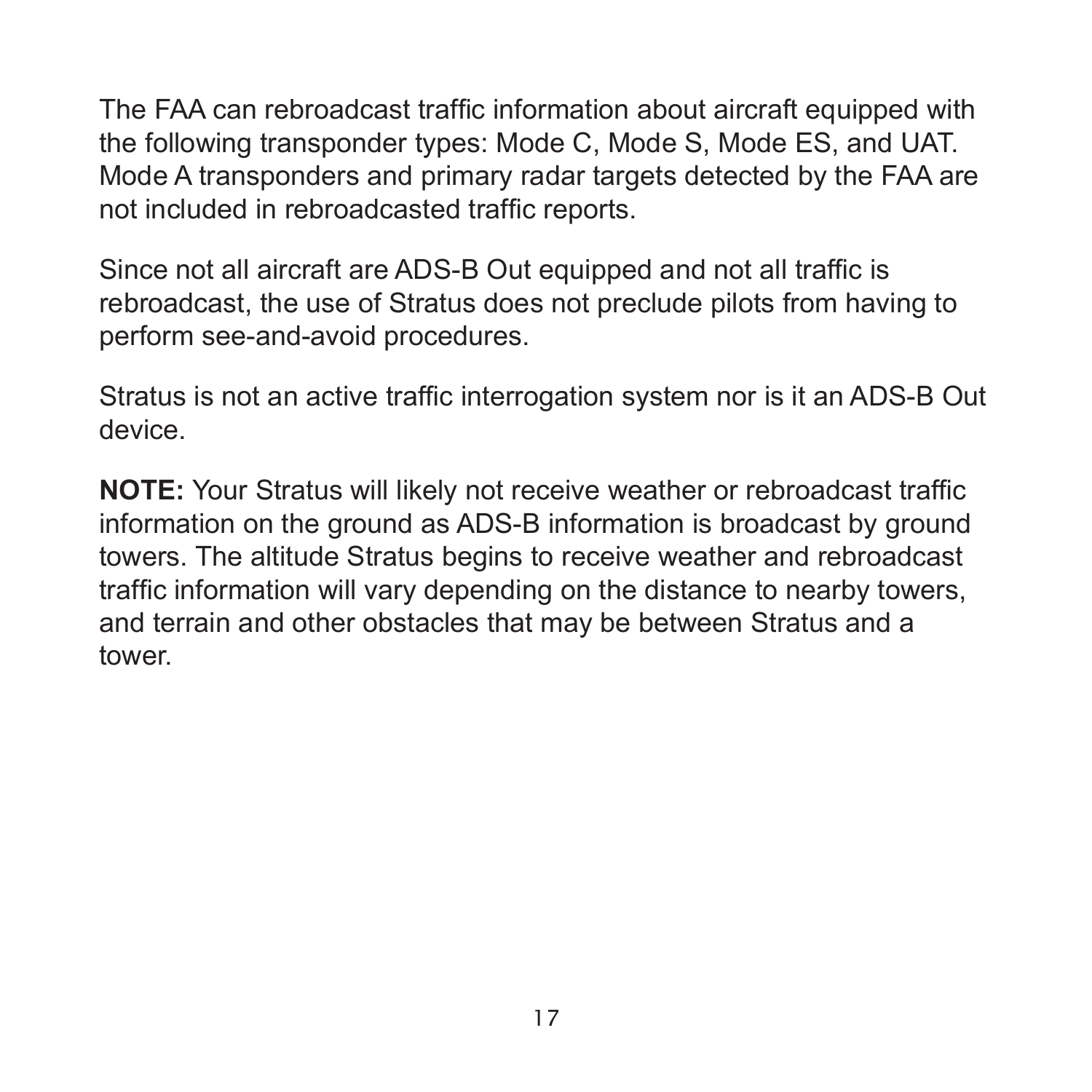The FAA can rebroadcast traffic information about aircraft equipped with the following transponder types: Mode C, Mode S, Mode ES, and UAT. Mode A transponders and primary radar targets detected by the FAA are not included in rebroadcasted traffic reports.

Since not all aircraft are ADS-B Out equipped and not all traffic is rebroadcast, the use of Stratus does not preclude pilots from having to perform see-and-avoid procedures.

Stratus is not an active traffic interrogation system nor is it an ADS-B Out device.

**NOTE:** Your Stratus will likely not receive weather or rebroadcast traffic information on the ground as ADS-B information is broadcast by ground towers. The altitude Stratus begins to receive weather and rebroadcast traffic information will vary depending on the distance to nearby towers, and terrain and other obstacles that may be between Stratus and a tower.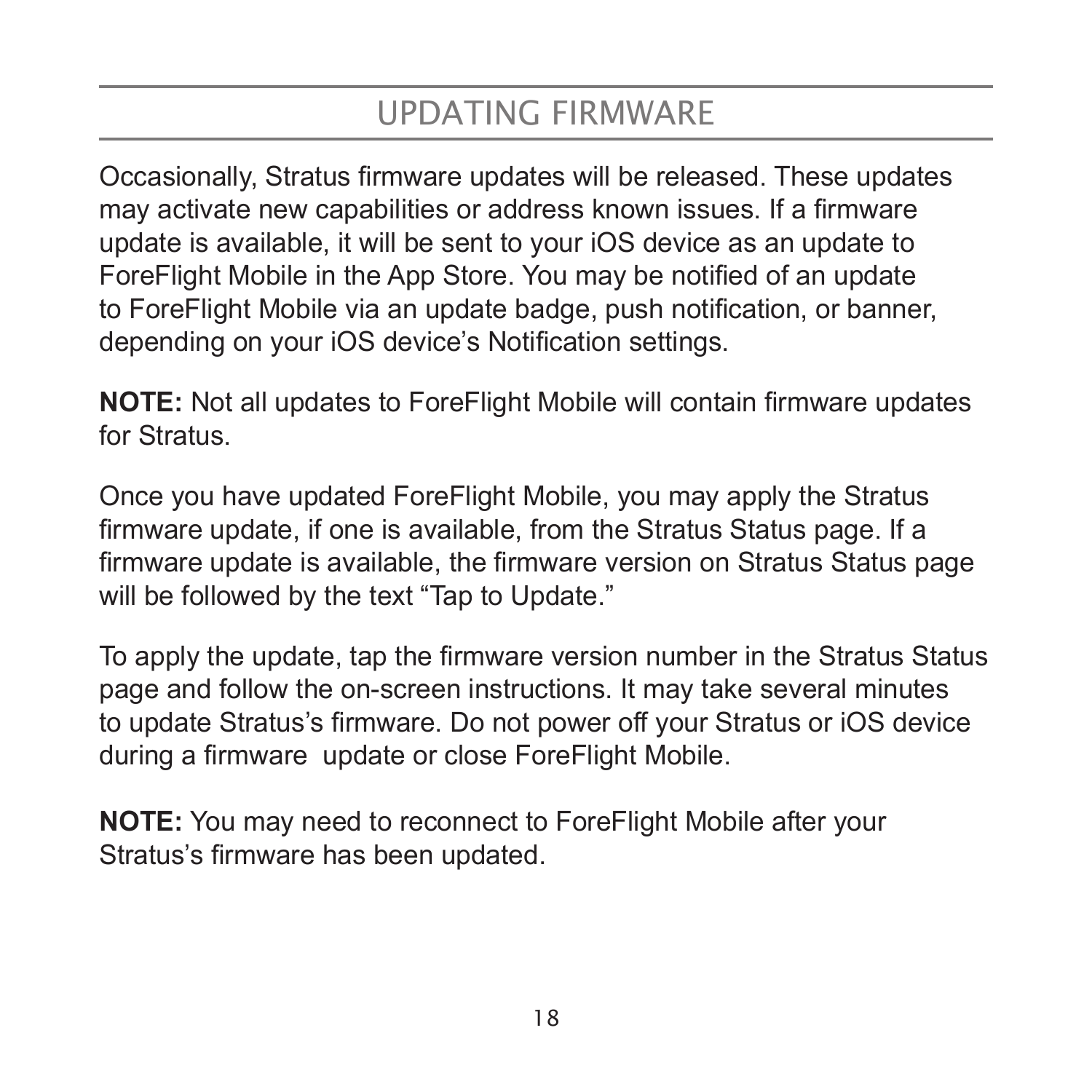# UPDATING FIRMWARE

Occasionally, Stratus firmware updates will be released. These updates may activate new capabilities or address known issues. If a firmware update is available, it will be sent to your iOS device as an update to ForeFlight Mobile in the App Store. You may be notified of an update to ForeFlight Mobile via an update badge, push notification, or banner, depending on your iOS device's Notification settings.

**NOTE:** Not all updates to ForeFlight Mobile will contain firmware updates for Stratus.

Once you have updated ForeFlight Mobile, you may apply the Stratus firmware update, if one is available, from the Stratus Status page. If a firmware update is available, the firmware version on Stratus Status page will be followed by the text "Tap to Update."

To apply the update, tap the firmware version number in the Stratus Status page and follow the on-screen instructions. It may take several minutes to update Stratus's firmware. Do not power off your Stratus or iOS device during a firmware update or close ForeFlight Mobile.

**NOTE:** You may need to reconnect to ForeFlight Mobile after your Stratus's firmware has been updated.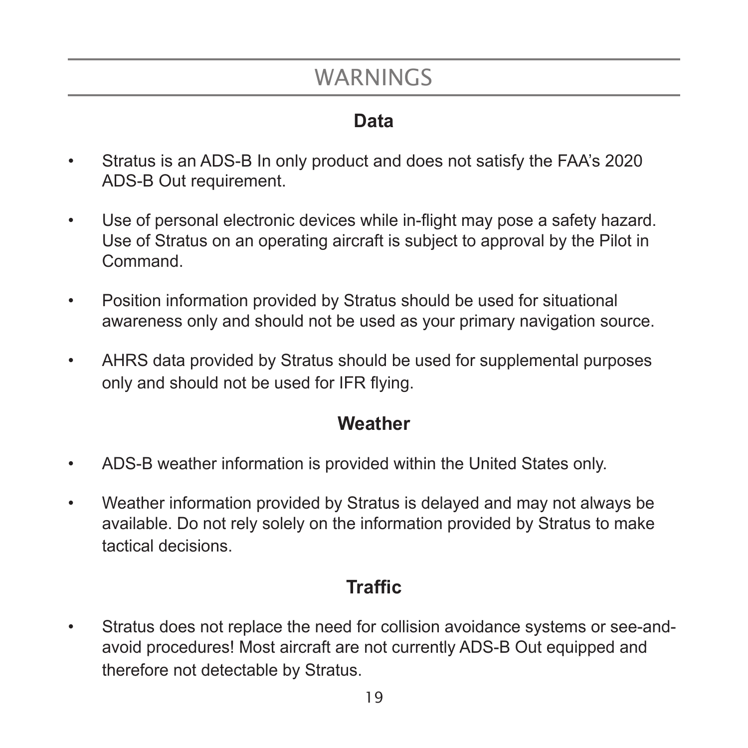# WARNINGS

## Data

- Stratus is an ADS-B In only product and does not satisfy the FAA's 2020 ADS-B Out requirement.
- Use of personal electronic devices while in-flight may pose a safety hazard. Use of Stratus on an operating aircraft is subject to approval by the Pilot in Command.
- Position information provided by Stratus should be used for situational awareness only and should not be used as your primary navigation source.
- AHRS data provided by Stratus should be used for supplemental purposes only and should not be used for IFR flying.

## Weather

- ADS-B weather information is provided within the United States only.
- Weather information provided by Stratus is delayed and may not always be available. Do not rely solely on the information provided by Stratus to make tactical decisions.

## Traffic

- Stratus does not replace the need for collision avoidance systems or see-and-avoid procedures! Most aircraft are not currently ADS-B Out equipped and therefore not detectable by Stratus.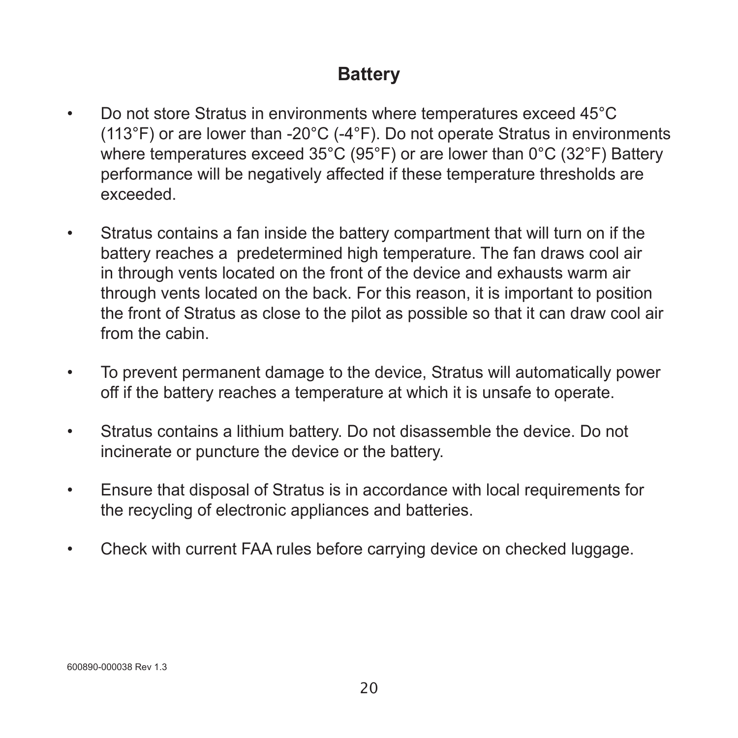## Battery

- Do not store Stratus in environments where temperatures exceed 45°C (113°F) or are lower than -20°C (-4°F). Do not operate Stratus in environments where temperatures exceed 35°C (95°F) or are lower than 0°C (32°F) Battery performance will be negatively affected if these temperature thresholds are exceeded.
- Stratus contains a fan inside the battery compartment that will turn on if the battery reaches a predetermined high temperature. The fan draws cool air in through vents located on the front of the device and exhausts warm air through vents located on the back. For this reason, it is important to position the front of Stratus as close to the pilot as possible so that it can draw cool air from the cabin.
- To prevent permanent damage to the device, Stratus will automatically power off if the battery reaches a temperature at which it is unsafe to operate.
- Stratus contains a lithium battery. Do not disassemble the device. Do not incinerate or puncture the device or the battery.
- Ensure that disposal of Stratus is in accordance with local requirements for the recycling of electronic appliances and batteries.
- Check with current FAA rules before carrying device on checked luggage.

600890-000038 Rev 1.3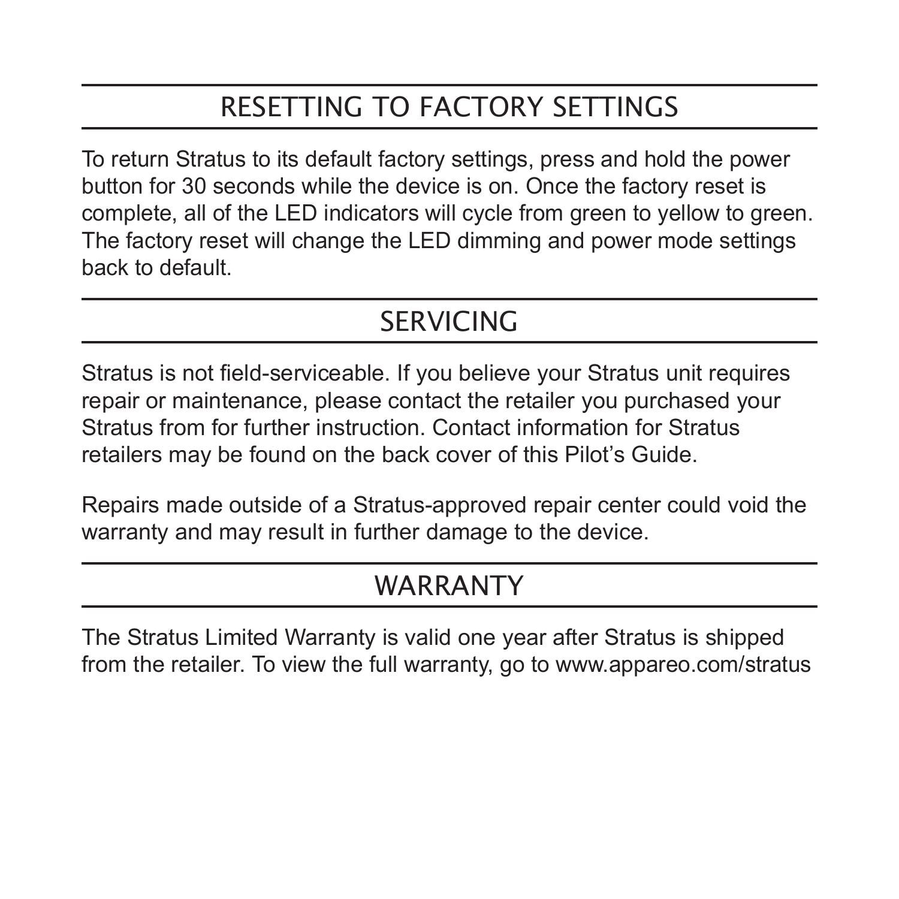## RESETTING TO FACTORY SETTINGS

To return Stratus to its default factory settings, press and hold the power button for 30 seconds while the device is on. Once the factory reset is complete, all of the LED indicators will cycle from green to yellow to green. The factory reset will change the LED dimming and power mode settings back to default.

## SERVICING

Stratus is not field-serviceable. If you believe your Stratus unit requires repair or maintenance, please contact the retailer you purchased your Stratus from for further instruction. Contact information for Stratus retailers may be found on the back cover of this Pilot's Guide.

Repairs made outside of a Stratus-approved repair center could void the warranty and may result in further damage to the device.

## WARRANTY

The Stratus Limited Warranty is valid one year after Stratus is shipped from the retailer. To view the full warranty, go to www.appareo.com/stratus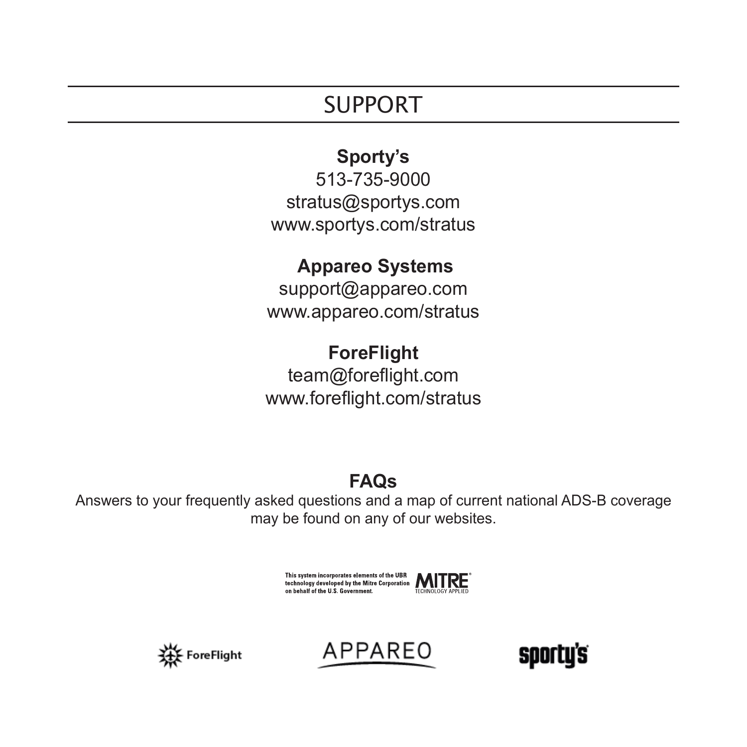# SUPPORT

**Sporty's**
513-735-9000
stratus@sportys.com
www.sportys.com/stratus

**Appareo Systems**
support@appareo.com
www.appareo.com/stratus

**ForeFlight**
team@foreflight.com
www.foreflight.com/stratus

**FAQs**

Answers to your frequently asked questions and a map of current national ADS-B coverage may be found on any of our websites.

This system incorporates elements of the UBR technology developed by the Mitre Corporation on behalf of the U.S. Government.

MITRE® TECHNOLOGY APPLIED

ForeFlight APPAREO sporty's